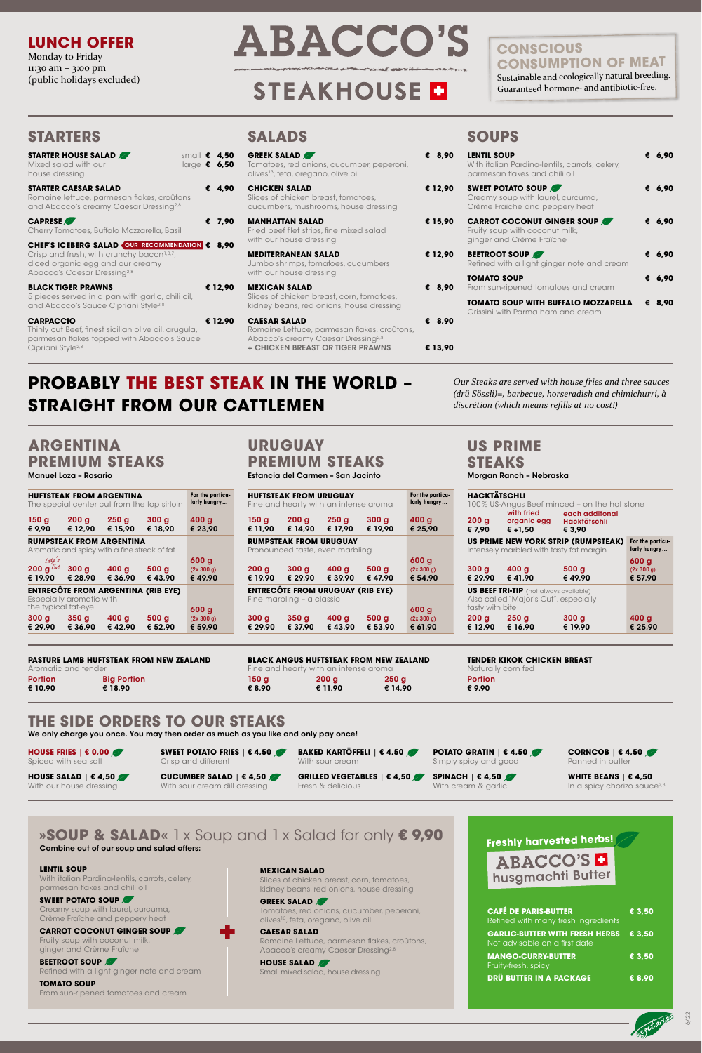## LUNCH OFFER

Monday to Friday
11:30 am – 3:00 pm
(public holidays excluded)

# ABACCO'S STEAKHOUSE

## CONSCIOUS CONSUMPTION OF MEAT

Sustainable and ecologically natural breeding.
Guaranteed hormone- and antibiotic-free.

## STARTERS

**STARTER HOUSE SALAD** — small € 4,50 / large € 6,50
Mixed salad with our house dressing

**STARTER CAESAR SALAD** — € 4,90
Romaine lettuce, parmesan flakes, croûtons and Abacco's creamy Caesar Dressing[2,8]

**CAPRESE** — € 7,90
Cherry Tomatoes, Buffalo Mozzarella, Basil

**CHEF'S ICEBERG SALAD** (OUR RECOMMENDATION) — € 8,90
Crisp and fresh, with crunchy bacon[1,2,7], diced organic egg and our creamy Abacco's Caesar Dressing[2,8]

**BLACK TIGER PRAWNS** — € 12,90
5 pieces served in a pan with garlic, chili oil, and Abacco's Sauce Cipriani Style[2,8]

**CARPACCIO** — € 12,90
Thinly cut Beef, finest sicilian olive oil, arugula, parmesan flakes topped with Abacco's Sauce Cipriani Style[2,8]

## SALADS

**GREEK SALAD** — € 8,90
Tomatoes, red onions, cucumber, peperoni, olives[13], feta, oregano, olive oil

**CHICKEN SALAD** — € 12,90
Slices of chicken breast, tomatoes, cucumbers, mushrooms, house dressing

**MANHATTAN SALAD** — € 15,90
Fried beef filet strips, fine mixed salad with our house dressing

**MEDITERRANEAN SALAD** — € 12,90
Jumbo shrimps, tomatoes, cucumbers with our house dressing

**MEXICAN SALAD** — € 8,90
Slices of chicken breast, corn, tomatoes, kidney beans, red onions, house dressing

**CAESAR SALAD** — € 8,90
Romaine Lettuce, parmesan flakes, croûtons, Abacco's creamy Caesar Dressing[2,8]
**+ CHICKEN BREAST OR TIGER PRAWNS** — € 13,90

## SOUPS

**LENTIL SOUP** — € 6,90
With italian Pardina-lentils, carrots, celery, parmesan flakes and chili oil

**SWEET POTATO SOUP** — € 6,90
Creamy soup with laurel, curcuma, Crème Fraîche and peppery heat

**CARROT COCONUT GINGER SOUP** — € 6,90
Fruity soup with coconut milk, ginger and Crème Fraîche

**BEETROOT SOUP** — € 6,90
Refined with a light ginger note and cream

**TOMATO SOUP** — € 6,90
From sun-ripened tomatoes and cream

**TOMATO SOUP WITH BUFFALO MOZZARELLA** — € 8,90
Grissini with Parma ham and cream

## PROBABLY THE BEST STEAK IN THE WORLD – STRAIGHT FROM OUR CATTLEMEN

*Our Steaks are served with house fries and three sauces (drü Sössli)=, barbecue, horseradish and chimichurri, à discrétion (which means refills at no cost!)*

## ARGENTINA PREMIUM STEAKS

Manuel Loza – Rosario

**HUFTSTEAK FROM ARGENTINA**
The special center cut from the top sirloin

| 150 g | 200 g | 250 g | 300 g | For the particularly hungry… 400 g |
|---|---|---|---|---|
| € 9,90 | € 12,90 | € 15,90 | € 18,90 | € 23,90 |

**RUMPSTEAK FROM ARGENTINA**
Aromatic and spicy with a fine streak of fat

| 200 g (Lady's Cut) | 300 g | 400 g | 500 g | 600 g (2x 300 g) |
|---|---|---|---|---|
| € 19,90 | € 28,90 | € 36,90 | € 43,90 | € 49,90 |

**ENTRECÔTE FROM ARGENTINA (RIB EYE)**
Especially aromatic with the typical fat-eye

| 300 g | 350 g | 400 g | 500 g | 600 g (2x 300 g) |
|---|---|---|---|---|
| € 29,90 | € 36,90 | € 42,90 | € 52,90 | € 59,90 |

## URUGUAY PREMIUM STEAKS

Estancia del Carmen – San Jacinto

**HUFTSTEAK FROM URUGUAY**
Fine and hearty with an intense aroma

| 150 g | 200 g | 250 g | 300 g | For the particularly hungry… 400 g |
|---|---|---|---|---|
| € 11,90 | € 14,90 | € 17,90 | € 19,90 | € 25,90 |

**RUMPSTEAK FROM URUGUAY**
Pronounced taste, even marbling

| 200 g | 300 g | 400 g | 500 g | 600 g (2x 300 g) |
|---|---|---|---|---|
| € 19,90 | € 29,90 | € 39,90 | € 47,90 | € 54,90 |

**ENTRECÔTE FROM URUGUAY (RIB EYE)**
Fine marbling – a classic

| 300 g | 350 g | 400 g | 500 g | 600 g (2x 300 g) |
|---|---|---|---|---|
| € 29,90 | € 37,90 | € 43,90 | € 53,90 | € 61,90 |

## US PRIME STEAKS

Morgan Ranch – Nebraska

**HACKTÄTSCHLI**
100% US-Angus Beef minced – on the hot stone

| 200 g | with fried organic egg | each additonal Hacktätschli |
|---|---|---|
| € 7,90 | € +1,50 | € 3,90 |

**US PRIME NEW YORK STRIP (RUMPSTEAK)**
Intensely marbled with tasty fat margin

| 300 g | 400 g | 500 g | For the particularly hungry… 600 g (2x 300 g) |
|---|---|---|---|
| € 29,90 | € 41,90 | € 49,90 | € 57,90 |

**US BEEF TRI-TIP** (not always available)
Also called "Major's Cut", especially tasty with bite

| 200 g | 250 g | 300 g | 400 g |
|---|---|---|---|
| € 12,90 | € 16,90 | € 19,90 | € 25,90 |

**PASTURE LAMB HUFTSTEAK FROM NEW ZEALAND**
Aromatic and tender

| Portion | Big Portion |
|---|---|
| € 10,90 | € 18,90 |

**BLACK ANGUS HUFTSTEAK FROM NEW ZEALAND**
Fine and hearty with an intense aroma

| 150 g | 200 g | 250 g |
|---|---|---|
| € 8,90 | € 11,90 | € 14,90 |

**TENDER KIKOK CHICKEN BREAST**
Naturally corn fed

| Portion |
|---|
| € 9,90 |

## THE SIDE ORDERS TO OUR STEAKS

**We only charge you once. You may then order as much as you like and only pay once!**

**HOUSE FRIES | € 0,00** — Spiced with sea salt

**SWEET POTATO FRIES | € 4,50** — Crisp and different

**BAKED KARTÖFFELI | € 4,50** — With sour cream

**POTATO GRATIN | € 4,50** — Simply spicy and good

**CORNCOB | € 4,50** — Panned in butter

**HOUSE SALAD | € 4,50** — With our house dressing

**CUCUMBER SALAD | € 4,50** — With sour cream dill dressing

**GRILLED VEGETABLES | € 4,50** — Fresh & delicious

**SPINACH | € 4,50** — With cream & garlic

**WHITE BEANS | € 4,50** — In a spicy chorizo sauce[2,3]

## »SOUP & SALAD« 1 x Soup and 1 x Salad for only € 9,90

**Combine out of our soup and salad offers:**

**LENTIL SOUP**
With italian Pardina-lentils, carrots, celery, parmesan flakes and chili oil

**SWEET POTATO SOUP**
Creamy soup with laurel, curcuma, Crème Fraîche and peppery heat

**CARROT COCONUT GINGER SOUP**
Fruity soup with coconut milk, ginger and Crème Fraîche

**BEETROOT SOUP**
Refined with a light ginger note and cream

**TOMATO SOUP**
From sun-ripened tomatoes and cream

+

**MEXICAN SALAD**
Slices of chicken breast, corn, tomatoes, kidney beans, red onions, house dressing

**GREEK SALAD**
Tomatoes, red onions, cucumber, peperoni, olives[13], feta, oregano, olive oil

**CAESAR SALAD**
Romaine Lettuce, parmesan flakes, croûtons, Abacco's creamy Caesar Dressing[2,8]

**HOUSE SALAD**
Small mixed salad, house dressing

## Freshly harvested herbs! ABACCO'S husgmachti Butter

**CAFÉ DE PARIS-BUTTER** — € 3,50
Refined with many fresh ingredients

**GARLIC-BUTTER WITH FRESH HERBS** — € 3,50
Not advisable on a first date

**MANGO-CURRY-BUTTER** — € 3,50
Fruity-fresh, spicy

**DRÜ BUTTER IN A PACKAGE** — € 8,90

vegetarian

6/22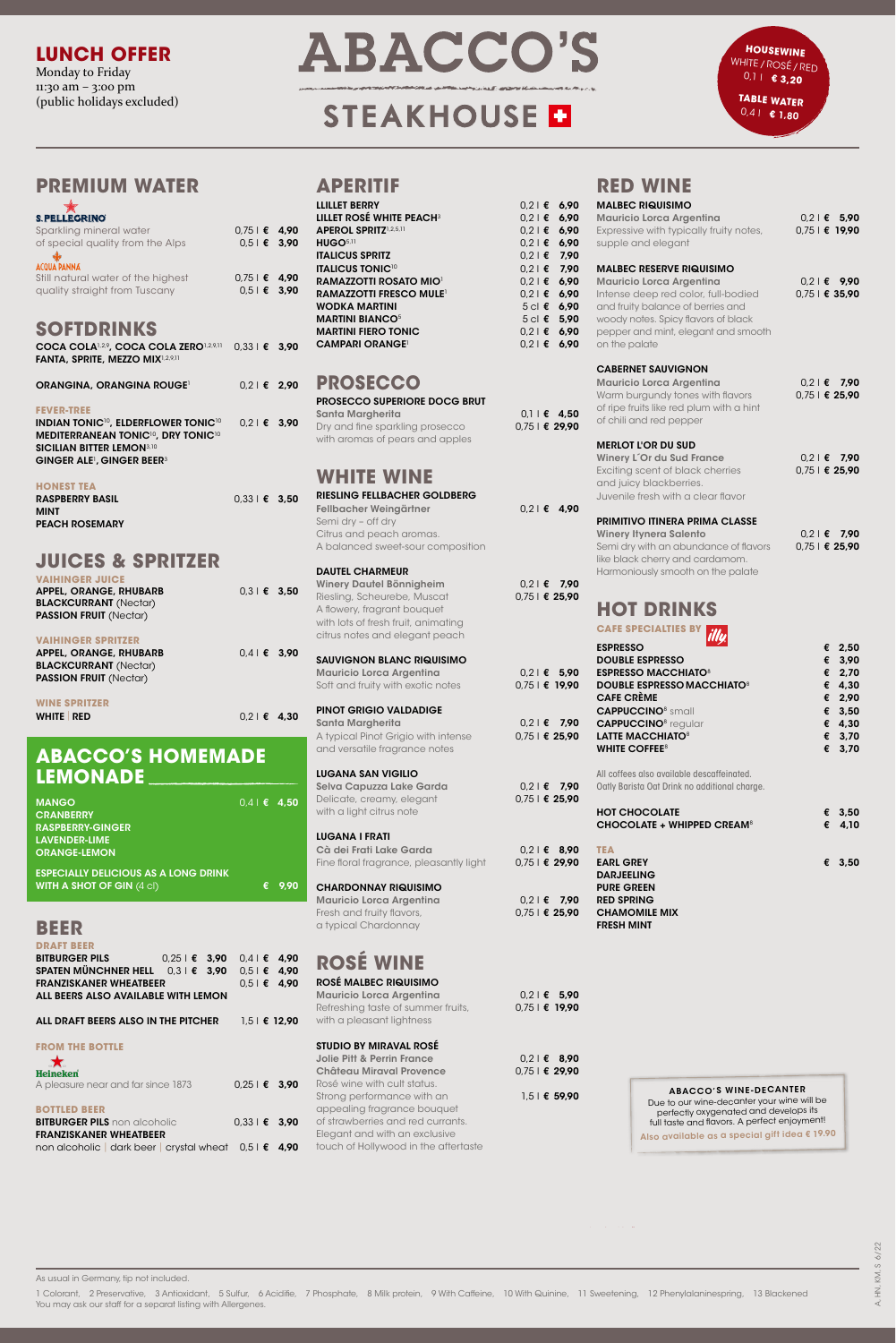## LUNCH OFFER

Monday to Friday
11:30 am – 3:00 pm
(public holidays excluded)

# ABACCO'S STEAKHOUSE

**HOUSEWINE**
WHITE / ROSÉ / RED
0,1 l **€ 3,20**

**TABLE WATER**
0,4 l **€ 1,80**

## PREMIUM WATER

**S.PELLEGRINO**

| | | |
|---|---|---|
| Sparkling mineral water of special quality from the Alps | 0,75 l | € **4,90** |
| | 0,5 l | € **3,90** |

**ACQUA PANNA**

| | | |
|---|---|---|
| Still natural water of the highest quality straight from Tuscany | 0,75 l | € **4,90** |
| | 0,5 l | € **3,90** |

## SOFTDRINKS

| | | |
|---|---|---|
| **COCA COLA**[1,2,9], **COCA COLA ZERO**[1,2,9,11] **FANTA, SPRITE, MEZZO MIX**[1,2,9,11] | 0,33 l | € **3,90** |
| **ORANGINA, ORANGINA ROUGE**[1] | 0,2 l | € **2,90** |

**FEVER-TREE**

| | | |
|---|---|---|
| **INDIAN TONIC**[10], **ELDERFLOWER TONIC**[10] **MEDITERRANEAN TONIC**[10], **DRY TONIC**[10] **SICILIAN BITTER LEMON**[3,10] **GINGER ALE**[1], **GINGER BEER**[3] | 0,2 l | € **3,90** |

**HONEST TEA**

| | | |
|---|---|---|
| **RASPBERRY BASIL** **MINT** **PEACH ROSEMARY** | 0,33 l | € **3,50** |

## JUICES & SPRITZER

**VAIHINGER JUICE**

| | | |
|---|---|---|
| **APPEL, ORANGE, RHUBARB** **BLACKCURRANT** (Nectar) **PASSION FRUIT** (Nectar) | 0,3 l | € **3,50** |

**VAIHINGER SPRITZER**

| | | |
|---|---|---|
| **APPEL, ORANGE, RHUBARB** **BLACKCURRANT** (Nectar) **PASSION FRUIT** (Nectar) | 0,4 l | € **3,90** |

**WINE SPRITZER**

| | | |
|---|---|---|
| **WHITE** \| **RED** | 0,2 l | € **4,30** |

## ABACCO'S HOMEMADE LEMONADE

| | | |
|---|---|---|
| **MANGO** **CRANBERRY** **RASPBERRY-GINGER** **LAVENDER-LIME** **ORANGE-LEMON** | 0,4 l | € **4,50** |
| **ESPECIALLY DELICIOUS AS A LONG DRINK WITH A SHOT OF GIN** (4 cl) | | € **9,90** |

## BEER

**DRAFT BEER**

| | | | | |
|---|---|---|---|---|
| **BITBURGER PILS** | 0,25 l | € **3,90** | 0,4 l | € **4,90** |
| **SPATEN MÜNCHNER HELL** | 0,3 l | € **3,90** | 0,5 l | € **4,90** |
| **FRANZISKANER WHEATBEER** | | | 0,5 l | € **4,90** |
| **ALL BEERS ALSO AVAILABLE WITH LEMON** | | | | |
| **ALL DRAFT BEERS ALSO IN THE PITCHER** | | | 1,5 l | € **12,90** |

**FROM THE BOTTLE**

**Heineken**

| | | |
|---|---|---|
| A pleasure near and far since 1873 | 0,25 l | € **3,90** |

**BOTTLED BEER**

| | | |
|---|---|---|
| **BITBURGER PILS** non alcoholic | 0,33 l | € **3,90** |
| **FRANZISKANER WHEATBEER** non alcoholic \| dark beer \| crystal wheat | 0,5 l | € **4,90** |

## APERITIF

| | | |
|---|---|---|
| **LLILLET BERRY** | 0,2 l | € **6,90** |
| **LILLET ROSÉ WHITE PEACH**[3] | 0,2 l | € **6,90** |
| **APEROL SPRITZ**[1,2,5,11] | 0,2 l | € **6,90** |
| **HUGO**[5,11] | 0,2 l | € **6,90** |
| **ITALICUS SPRITZ** | 0,2 l | € **7,90** |
| **ITALICUS TONIC**[10] | 0,2 l | € **7,90** |
| **RAMAZZOTTI ROSATO MIO**[1] | 0,2 l | € **6,90** |
| **RAMAZZOTTI FRESCO MULE**[1] | 0,2 l | € **6,90** |
| **WODKA MARTINI** | 5 cl | € **6,90** |
| **MARTINI BIANCO**[5] | 5 cl | € **5,90** |
| **MARTINI FIERO TONIC** | 0,2 l | € **6,90** |
| **CAMPARI ORANGE**[1] | 0,2 l | € **6,90** |

## PROSECCO

**PROSECCO SUPERIORE DOCG BRUT**
**Santa Margherita**
Dry and fine sparkling prosecco with aromas of pears and apples

0,1 l € **4,50**
0,75 l € **29,90**

## WHITE WINE

**RIESLING FELLBACHER GOLDBERG**
**Fellbacher Weingärtner**
Semi dry – off dry
Citrus and peach aromas.
A balanced sweet-sour composition

0,2 l € **4,90**

**DAUTEL CHARMEUR**
**Winery Dautel Bönnigheim**
Riesling, Scheurebe, Muscat
A flowery, fragrant bouquet with lots of fresh fruit, animating citrus notes and elegant peach

0,2 l € **7,90**
0,75 l € **25,90**

**SAUVIGNON BLANC RIQUISIMO**
**Mauricio Lorca Argentina**
Soft and fruity with exotic notes

0,2 l € **5,90**
0,75 l € **19,90**

**PINOT GRIGIO VALDADIGE**
**Santa Margherita**
A typical Pinot Grigio with intense and versatile fragrance notes

0,2 l € **7,90**
0,75 l € **25,90**

**LUGANA SAN VIGILIO**
**Selva Capuzza Lake Garda**
Delicate, creamy, elegant with a light citrus note

0,2 l € **7,90**
0,75 l € **25,90**

**LUGANA I FRATI**
**Cà dei Frati Lake Garda**
Fine floral fragrance, pleasantly light

0,2 l € **8,90**
0,75 l € **29,90**

**CHARDONNAY RIQUISIMO**
**Mauricio Lorca Argentina**
Fresh and fruity flavors, a typical Chardonnay

0,2 l € **7,90**
0,75 l € **25,90**

## ROSÉ WINE

**ROSÉ MALBEC RIQUISIMO**
**Mauricio Lorca Argentina**
Refreshing taste of summer fruits, with a pleasant lightness

0,2 l € **5,90**
0,75 l € **19,90**

**STUDIO BY MIRAVAL ROSÉ**
**Jolie Pitt & Perrin France**
**Château Miraval Provence**
Rosé wine with cult status. Strong performance with an appealing fragrance bouquet of strawberries and red currants. Elegant and with an exclusive touch of Hollywood in the aftertaste

0,2 l € **8,90**
0,75 l € **29,90**
1,5 l € **59,90**

## RED WINE

**MALBEC RIQUISIMO**
**Mauricio Lorca Argentina**
Expressive with typically fruity notes, supple and elegant

0,2 l € **5,90**
0,75 l € **19,90**

**MALBEC RESERVE RIQUISIMO**
**Mauricio Lorca Argentina**
Intense deep red color, full-bodied and fruity balance of berries and woody notes. Spicy flavors of black pepper and mint, elegant and smooth on the palate

0,2 l € **9,90**
0,75 l € **35,90**

**CABERNET SAUVIGNON**
**Mauricio Lorca Argentina**
Warm burgundy tones with flavors of ripe fruits like red plum with a hint of chili and red pepper

0,2 l € **7,90**
0,75 l € **25,90**

**MERLOT L'OR DU SUD**
**Winery L´Or du Sud France**
Exciting scent of black cherries and juicy blackberries.
Juvenile fresh with a clear flavor

0,2 l € **7,90**
0,75 l € **25,90**

**PRIMITIVO ITINERA PRIMA CLASSE**
**Winery Itynera Salento**
Semi dry with an abundance of flavors like black cherry and cardamom. Harmoniously smooth on the palate

0,2 l € **7,90**
0,75 l € **25,90**

## HOT DRINKS

**CAFE SPECIALTIES BY illy**

| | |
|---|---|
| **ESPRESSO** | € **2,50** |
| **DOUBLE ESPRESSO** | € **3,90** |
| **ESPRESSO MACCHIATO**[8] | € **2,70** |
| **DOUBLE ESPRESSO MACCHIATO**[8] | € **4,30** |
| **CAFE CRÈME** | € **2,90** |
| **CAPPUCCINO**[8] small | € **3,50** |
| **CAPPUCCINO**[8] regular | € **4,30** |
| **LATTE MACCHIATO**[8] | € **3,70** |
| **WHITE COFFEE**[8] | € **3,70** |

All coffees also available descaffeinated.
Oatly Barista Oat Drink no additional charge.

| | |
|---|---|
| **HOT CHOCOLATE** | € **3,50** |
| **CHOCOLATE + WHIPPED CREAM**[8] | € **4,10** |

**TEA**

| | |
|---|---|
| **EARL GREY** **DARJEELING** **PURE GREEN** **RED SPRING** **CHAMOMILE MIX** **FRESH MINT** | € **3,50** |

**ABACCO'S WINE-DECANTER**
Due to our wine-decanter your wine will be perfectly oxygenated and develops its full taste and flavors. A perfect enjoyment!
Also available as a special gift idea € 19.90

As usual in Germany, tip not included.

1 Colorant, 2 Preservative, 3 Antioxidant, 5 Sulfur, 6 Acidifie, 7 Phosphate, 8 Milk protein, 9 With Caffeine, 10 With Quinine, 11 Sweetening, 12 Phenylalaninespring, 13 Blackened
You may ask our staff for a separat listing with Allergenes.

A-HN, KM, S. 6/22